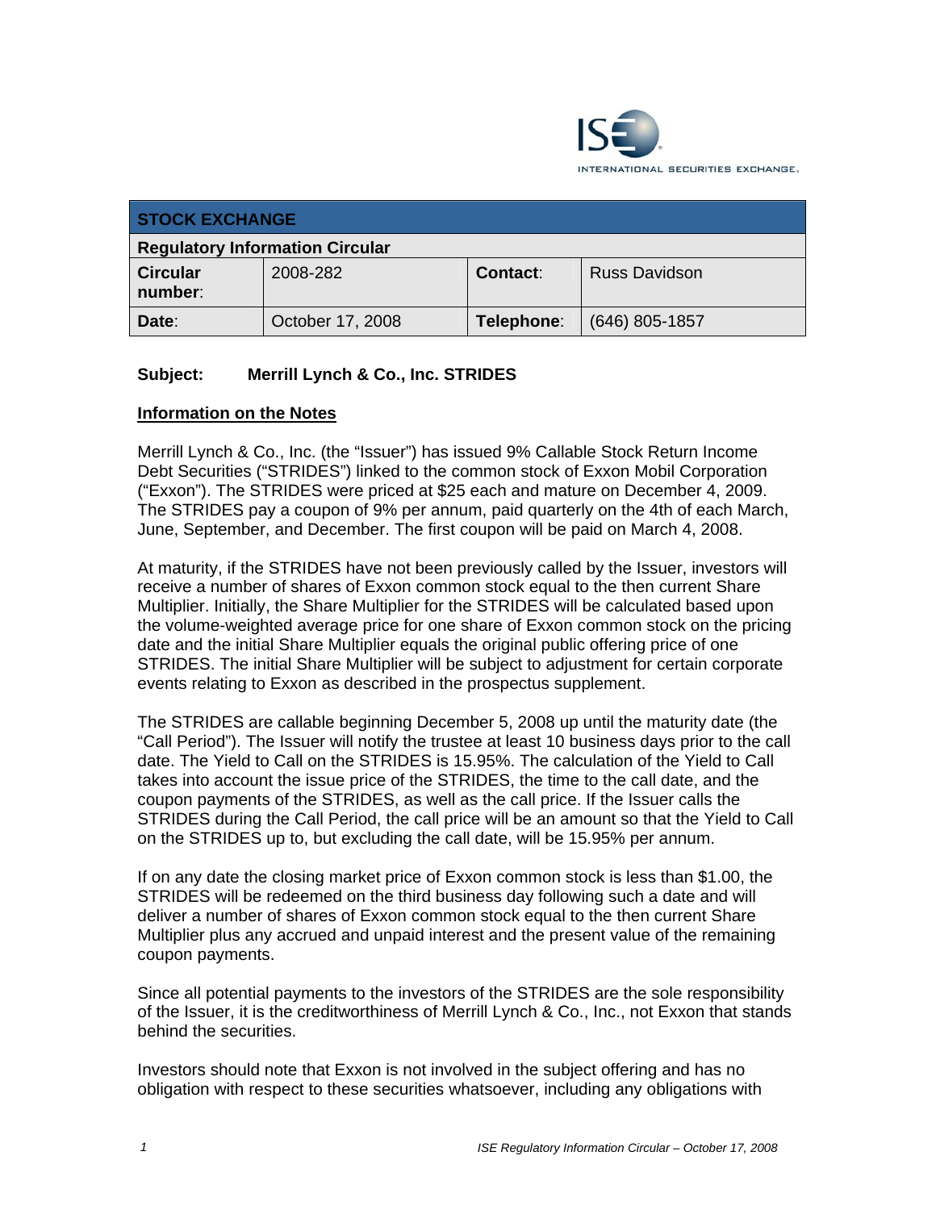**STOCK EXCHANGE**

**Regulatory Information Circular**

| **Circular number**: | 2008-282 | **Contact**: | Russ Davidson |
|---|---|---|---|
| **Date**: | October 17, 2008 | **Telephone**: | (646) 805-1857 |

**Subject: Merrill Lynch & Co., Inc. STRIDES**

**Information on the Notes**

Merrill Lynch & Co., Inc. (the "Issuer") has issued 9% Callable Stock Return Income Debt Securities ("STRIDES") linked to the common stock of Exxon Mobil Corporation ("Exxon"). The STRIDES were priced at $25 each and mature on December 4, 2009. The STRIDES pay a coupon of 9% per annum, paid quarterly on the 4th of each March, June, September, and December. The first coupon will be paid on March 4, 2008.

At maturity, if the STRIDES have not been previously called by the Issuer, investors will receive a number of shares of Exxon common stock equal to the then current Share Multiplier. Initially, the Share Multiplier for the STRIDES will be calculated based upon the volume-weighted average price for one share of Exxon common stock on the pricing date and the initial Share Multiplier equals the original public offering price of one STRIDES. The initial Share Multiplier will be subject to adjustment for certain corporate events relating to Exxon as described in the prospectus supplement.

The STRIDES are callable beginning December 5, 2008 up until the maturity date (the "Call Period"). The Issuer will notify the trustee at least 10 business days prior to the call date. The Yield to Call on the STRIDES is 15.95%. The calculation of the Yield to Call takes into account the issue price of the STRIDES, the time to the call date, and the coupon payments of the STRIDES, as well as the call price. If the Issuer calls the STRIDES during the Call Period, the call price will be an amount so that the Yield to Call on the STRIDES up to, but excluding the call date, will be 15.95% per annum.

If on any date the closing market price of Exxon common stock is less than $1.00, the STRIDES will be redeemed on the third business day following such a date and will deliver a number of shares of Exxon common stock equal to the then current Share Multiplier plus any accrued and unpaid interest and the present value of the remaining coupon payments.

Since all potential payments to the investors of the STRIDES are the sole responsibility of the Issuer, it is the creditworthiness of Merrill Lynch & Co., Inc., not Exxon that stands behind the securities.

Investors should note that Exxon is not involved in the subject offering and has no obligation with respect to these securities whatsoever, including any obligations with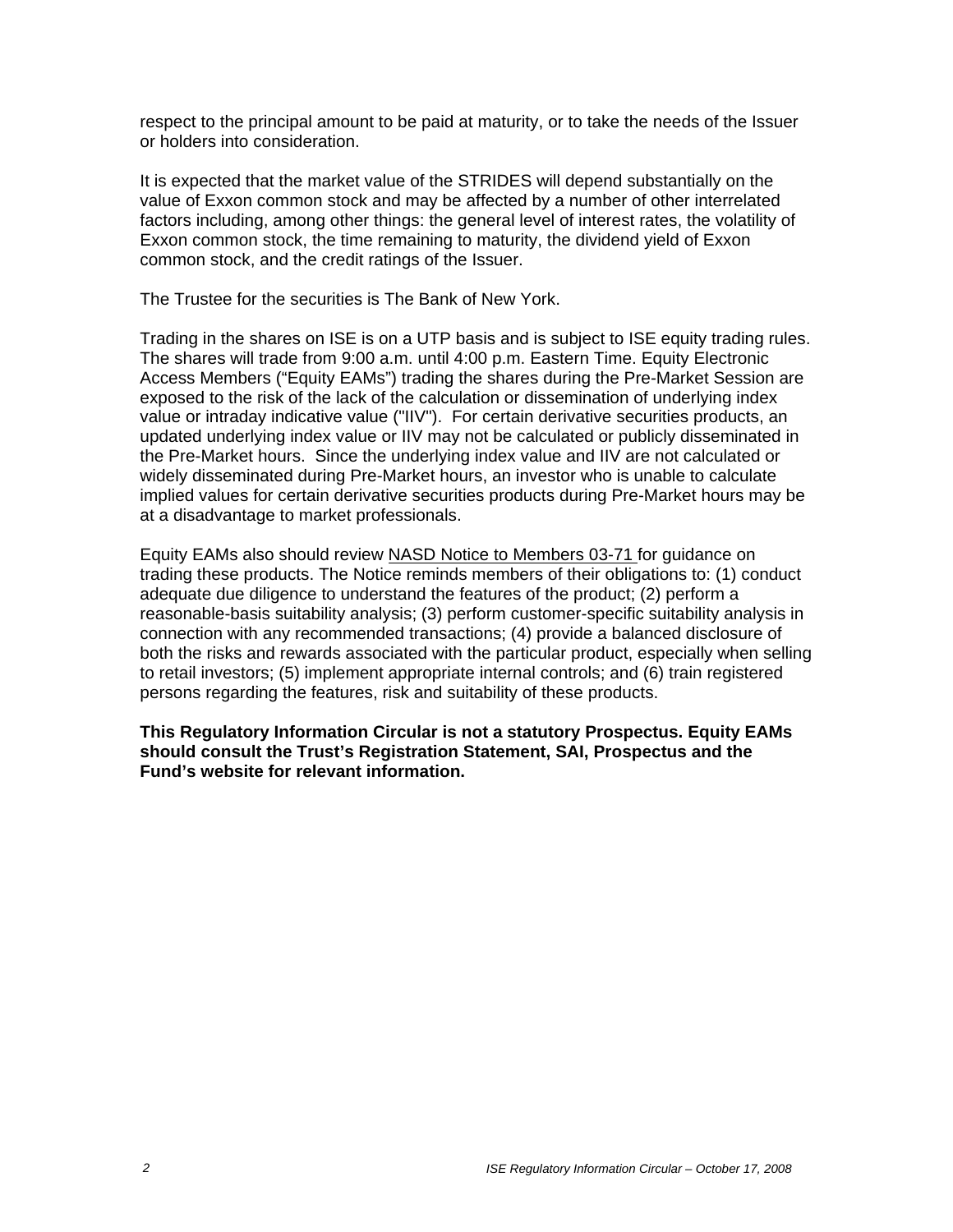respect to the principal amount to be paid at maturity, or to take the needs of the Issuer or holders into consideration.

It is expected that the market value of the STRIDES will depend substantially on the value of Exxon common stock and may be affected by a number of other interrelated factors including, among other things: the general level of interest rates, the volatility of Exxon common stock, the time remaining to maturity, the dividend yield of Exxon common stock, and the credit ratings of the Issuer.

The Trustee for the securities is The Bank of New York.

Trading in the shares on ISE is on a UTP basis and is subject to ISE equity trading rules. The shares will trade from 9:00 a.m. until 4:00 p.m. Eastern Time. Equity Electronic Access Members ("Equity EAMs") trading the shares during the Pre-Market Session are exposed to the risk of the lack of the calculation or dissemination of underlying index value or intraday indicative value ("IIV"). For certain derivative securities products, an updated underlying index value or IIV may not be calculated or publicly disseminated in the Pre-Market hours. Since the underlying index value and IIV are not calculated or widely disseminated during Pre-Market hours, an investor who is unable to calculate implied values for certain derivative securities products during Pre-Market hours may be at a disadvantage to market professionals.

Equity EAMs also should review NASD Notice to Members 03-71 for guidance on trading these products. The Notice reminds members of their obligations to: (1) conduct adequate due diligence to understand the features of the product; (2) perform a reasonable-basis suitability analysis; (3) perform customer-specific suitability analysis in connection with any recommended transactions; (4) provide a balanced disclosure of both the risks and rewards associated with the particular product, especially when selling to retail investors; (5) implement appropriate internal controls; and (6) train registered persons regarding the features, risk and suitability of these products.

**This Regulatory Information Circular is not a statutory Prospectus. Equity EAMs should consult the Trust's Registration Statement, SAI, Prospectus and the Fund's website for relevant information.**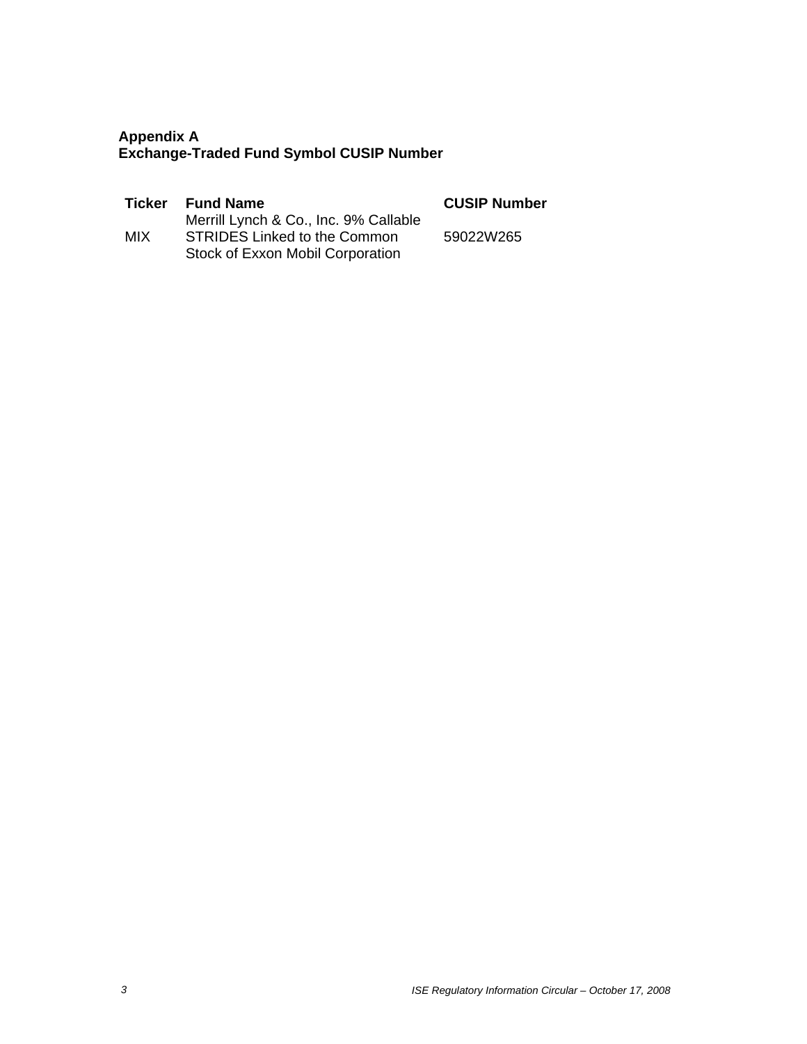**Appendix A**
**Exchange-Traded Fund Symbol CUSIP Number**

| Ticker | Fund Name | CUSIP Number |
|---|---|---|
| MIX | Merrill Lynch & Co., Inc. 9% Callable STRIDES Linked to the Common Stock of Exxon Mobil Corporation | 59022W265 |